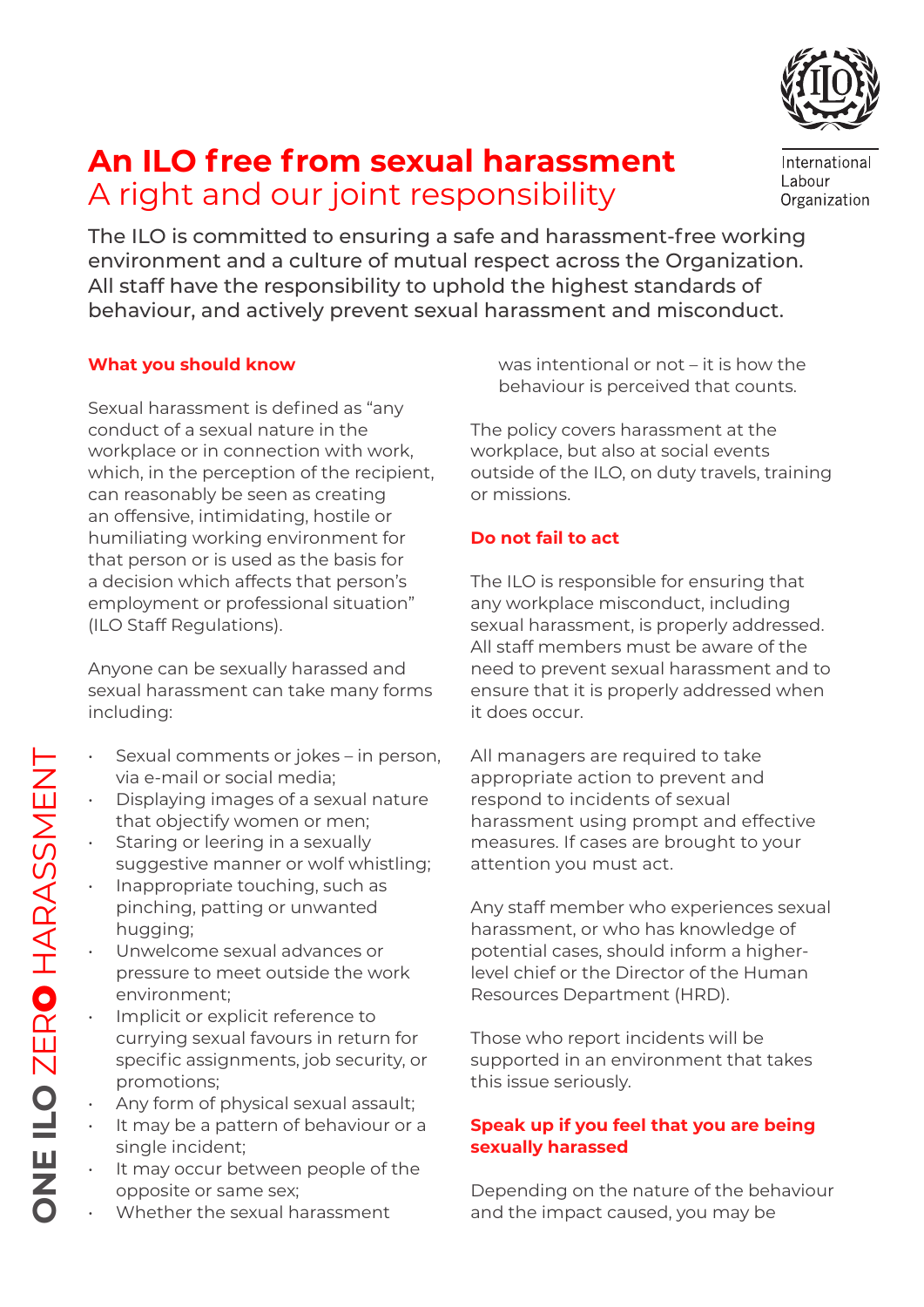# An ILO free from sexual harassment

## A right and our joint responsibility

International Labour Organization

The ILO is committed to ensuring a safe and harassment-free working environment and a culture of mutual respect across the Organization. All staff have the responsibility to uphold the highest standards of behaviour, and actively prevent sexual harassment and misconduct.

### What you should know

Sexual harassment is defined as "any conduct of a sexual nature in the workplace or in connection with work, which, in the perception of the recipient, can reasonably be seen as creating an offensive, intimidating, hostile or humiliating working environment for that person or is used as the basis for a decision which affects that person's employment or professional situation" (ILO Staff Regulations).

Anyone can be sexually harassed and sexual harassment can take many forms including:

- Sexual comments or jokes – in person, via e-mail or social media;
- Displaying images of a sexual nature that objectify women or men;
- Staring or leering in a sexually suggestive manner or wolf whistling;
- Inappropriate touching, such as pinching, patting or unwanted hugging;
- Unwelcome sexual advances or pressure to meet outside the work environment;
- Implicit or explicit reference to currying sexual favours in return for specific assignments, job security, or promotions;
- Any form of physical sexual assault;
- It may be a pattern of behaviour or a single incident;
- It may occur between people of the opposite or same sex;
- Whether the sexual harassment was intentional or not – it is how the behaviour is perceived that counts.

The policy covers harassment at the workplace, but also at social events outside of the ILO, on duty travels, training or missions.

### Do not fail to act

The ILO is responsible for ensuring that any workplace misconduct, including sexual harassment, is properly addressed. All staff members must be aware of the need to prevent sexual harassment and to ensure that it is properly addressed when it does occur.

All managers are required to take appropriate action to prevent and respond to incidents of sexual harassment using prompt and effective measures. If cases are brought to your attention you must act.

Any staff member who experiences sexual harassment, or who has knowledge of potential cases, should inform a higher-level chief or the Director of the Human Resources Department (HRD).

Those who report incidents will be supported in an environment that takes this issue seriously.

### Speak up if you feel that you are being sexually harassed

Depending on the nature of the behaviour and the impact caused, you may be

ONE ILO ZERO HARASSMENT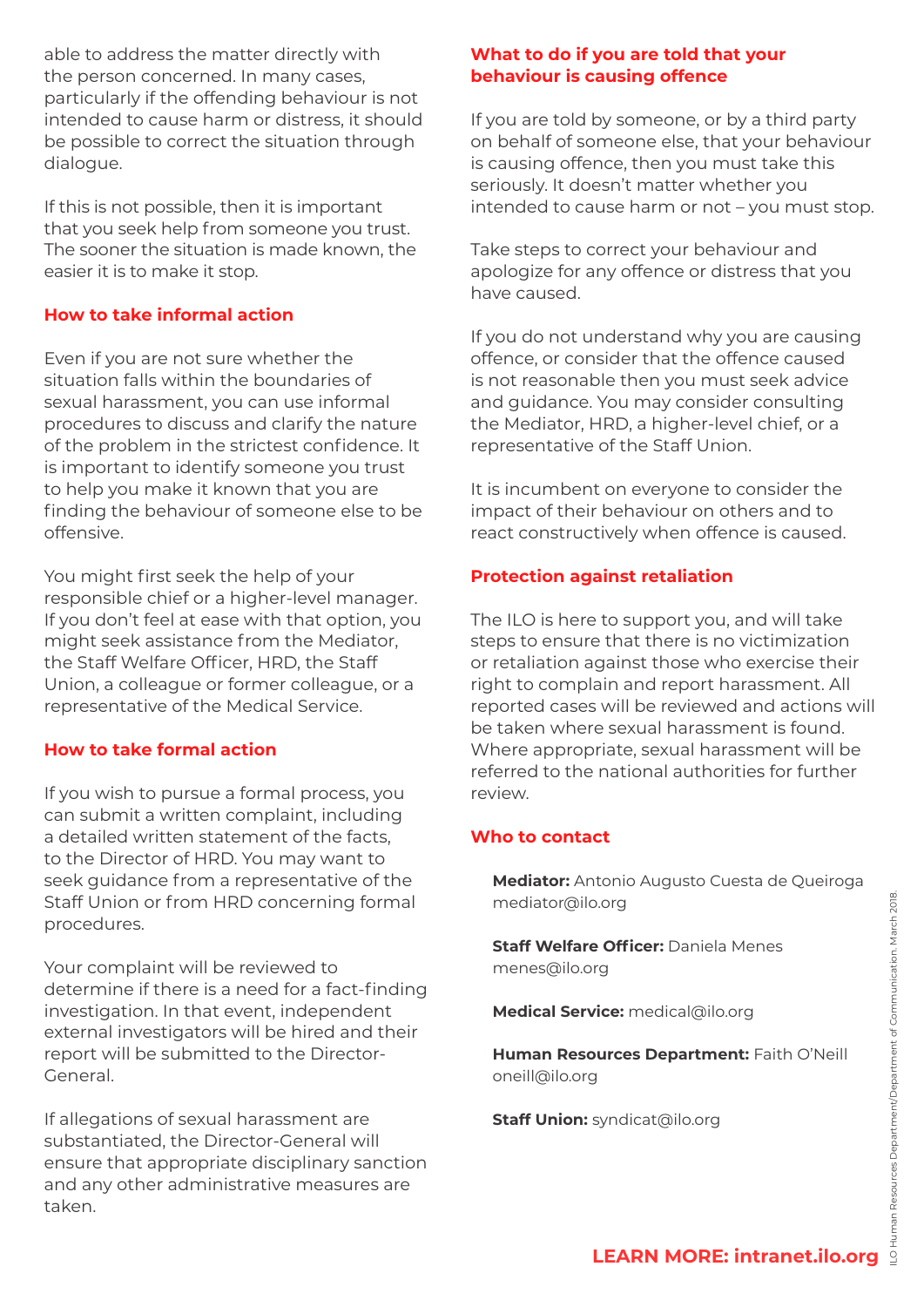able to address the matter directly with the person concerned. In many cases, particularly if the offending behaviour is not intended to cause harm or distress, it should be possible to correct the situation through dialogue.

If this is not possible, then it is important that you seek help from someone you trust. The sooner the situation is made known, the easier it is to make it stop.

## How to take informal action

Even if you are not sure whether the situation falls within the boundaries of sexual harassment, you can use informal procedures to discuss and clarify the nature of the problem in the strictest confidence. It is important to identify someone you trust to help you make it known that you are finding the behaviour of someone else to be offensive.

You might first seek the help of your responsible chief or a higher-level manager. If you don't feel at ease with that option, you might seek assistance from the Mediator, the Staff Welfare Officer, HRD, the Staff Union, a colleague or former colleague, or a representative of the Medical Service.

## How to take formal action

If you wish to pursue a formal process, you can submit a written complaint, including a detailed written statement of the facts, to the Director of HRD. You may want to seek guidance from a representative of the Staff Union or from HRD concerning formal procedures.

Your complaint will be reviewed to determine if there is a need for a fact-finding investigation. In that event, independent external investigators will be hired and their report will be submitted to the Director-General.

If allegations of sexual harassment are substantiated, the Director-General will ensure that appropriate disciplinary sanction and any other administrative measures are taken.

## What to do if you are told that your behaviour is causing offence

If you are told by someone, or by a third party on behalf of someone else, that your behaviour is causing offence, then you must take this seriously. It doesn't matter whether you intended to cause harm or not – you must stop.

Take steps to correct your behaviour and apologize for any offence or distress that you have caused.

If you do not understand why you are causing offence, or consider that the offence caused is not reasonable then you must seek advice and guidance. You may consider consulting the Mediator, HRD, a higher-level chief, or a representative of the Staff Union.

It is incumbent on everyone to consider the impact of their behaviour on others and to react constructively when offence is caused.

## Protection against retaliation

The ILO is here to support you, and will take steps to ensure that there is no victimization or retaliation against those who exercise their right to complain and report harassment. All reported cases will be reviewed and actions will be taken where sexual harassment is found. Where appropriate, sexual harassment will be referred to the national authorities for further review.

## Who to contact

**Mediator:** Antonio Augusto Cuesta de Queiroga
mediator@ilo.org

**Staff Welfare Officer:** Daniela Menes
menes@ilo.org

**Medical Service:** medical@ilo.org

**Human Resources Department:** Faith O'Neill
oneill@ilo.org

**Staff Union:** syndicat@ilo.org

**LEARN MORE: intranet.ilo.org**

ILO Human Resources Department/Department of Communication. March 2018.